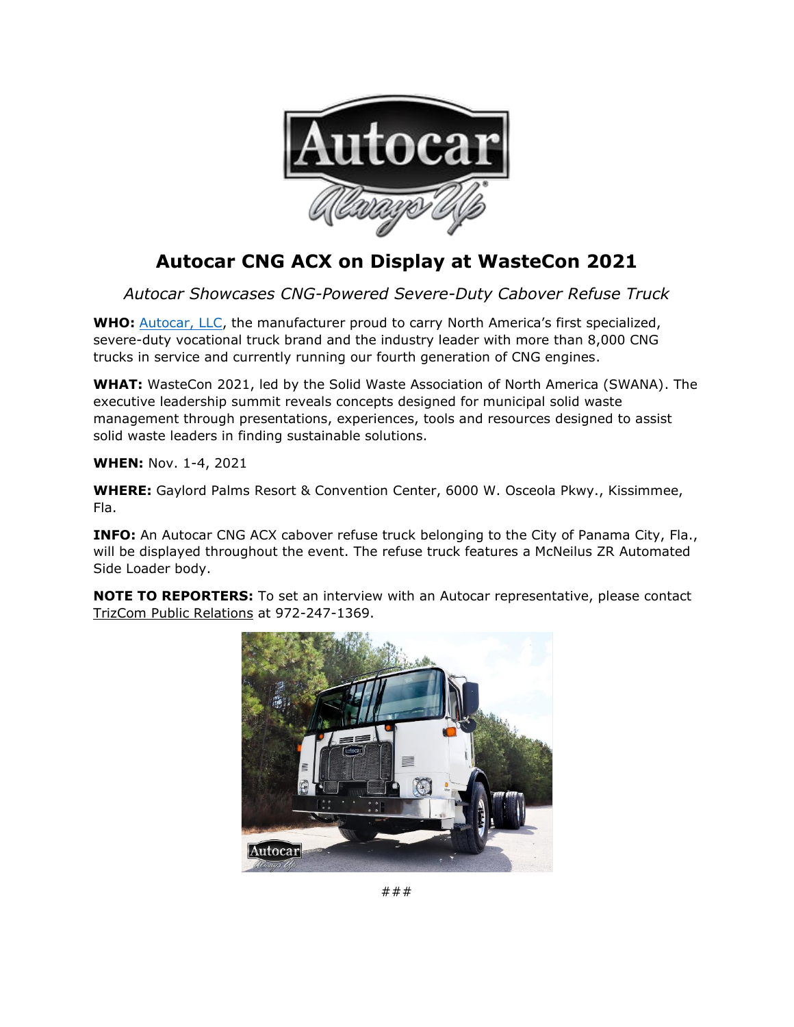# Autocar CNG ACX on Display at WasteCon 2021

*Autocar Showcases CNG-Powered Severe-Duty Cabover Refuse Truck*

**WHO:** Autocar, LLC, the manufacturer proud to carry North America's first specialized, severe-duty vocational truck brand and the industry leader with more than 8,000 CNG trucks in service and currently running our fourth generation of CNG engines.

**WHAT:** WasteCon 2021, led by the Solid Waste Association of North America (SWANA). The executive leadership summit reveals concepts designed for municipal solid waste management through presentations, experiences, tools and resources designed to assist solid waste leaders in finding sustainable solutions.

**WHEN:** Nov. 1-4, 2021

**WHERE:** Gaylord Palms Resort & Convention Center, 6000 W. Osceola Pkwy., Kissimmee, Fla.

**INFO:** An Autocar CNG ACX cabover refuse truck belonging to the City of Panama City, Fla., will be displayed throughout the event. The refuse truck features a McNeilus ZR Automated Side Loader body.

**NOTE TO REPORTERS:** To set an interview with an Autocar representative, please contact TrizCom Public Relations at 972-247-1369.

###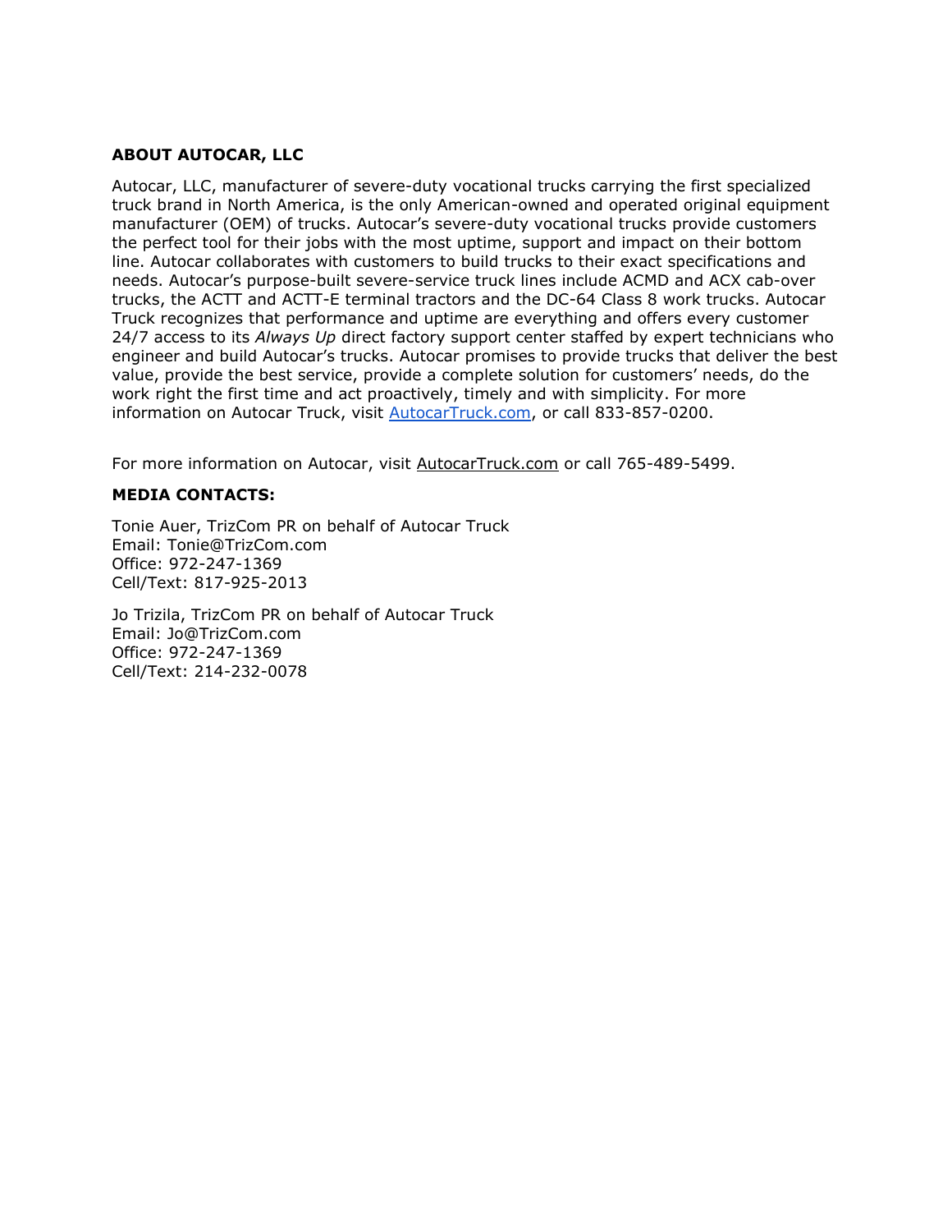**ABOUT AUTOCAR, LLC**

Autocar, LLC, manufacturer of severe-duty vocational trucks carrying the first specialized truck brand in North America, is the only American-owned and operated original equipment manufacturer (OEM) of trucks. Autocar's severe-duty vocational trucks provide customers the perfect tool for their jobs with the most uptime, support and impact on their bottom line. Autocar collaborates with customers to build trucks to their exact specifications and needs. Autocar's purpose-built severe-service truck lines include ACMD and ACX cab-over trucks, the ACTT and ACTT-E terminal tractors and the DC-64 Class 8 work trucks. Autocar Truck recognizes that performance and uptime are everything and offers every customer 24/7 access to its *Always Up* direct factory support center staffed by expert technicians who engineer and build Autocar's trucks. Autocar promises to provide trucks that deliver the best value, provide the best service, provide a complete solution for customers' needs, do the work right the first time and act proactively, timely and with simplicity. For more information on Autocar Truck, visit [AutocarTruck.com](https://AutocarTruck.com), or call 833-857-0200.

For more information on Autocar, visit AutocarTruck.com or call 765-489-5499.

**MEDIA CONTACTS:**

Tonie Auer, TrizCom PR on behalf of Autocar Truck
Email: Tonie@TrizCom.com
Office: 972-247-1369
Cell/Text: 817-925-2013

Jo Trizila, TrizCom PR on behalf of Autocar Truck
Email: Jo@TrizCom.com
Office: 972-247-1369
Cell/Text: 214-232-0078